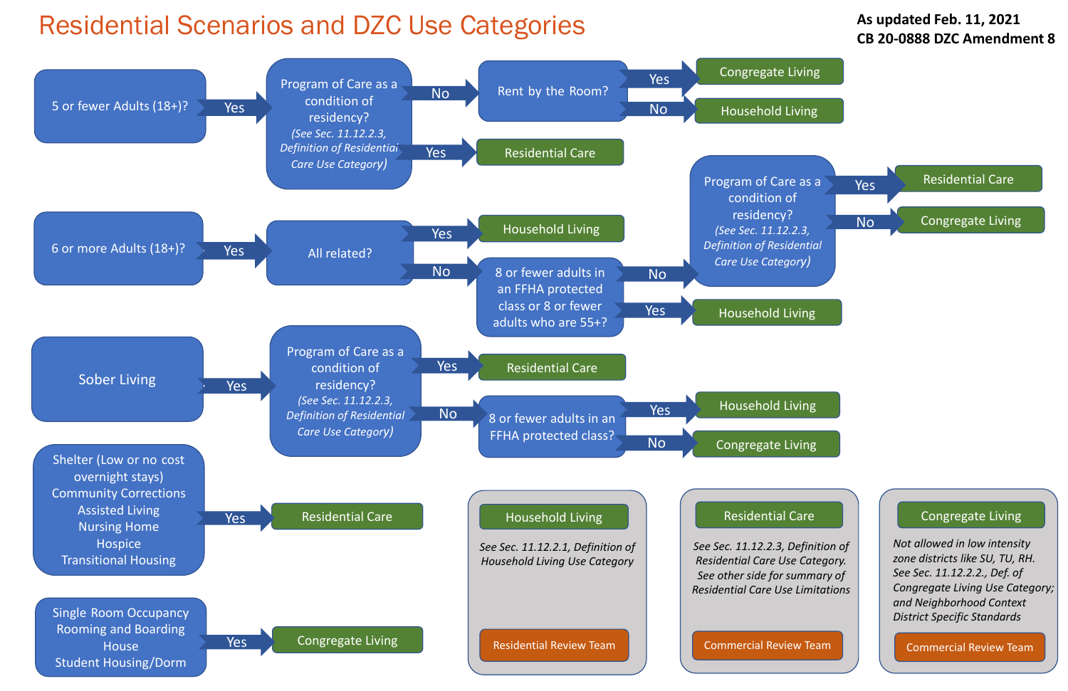# Residential Scenarios and DZC Use Categories

**As updated Feb. 11, 2021**
**CB 20-0888 DZC Amendment 8**

- **5 or fewer Adults (18+)?** → Yes → **Program of Care as a condition of residency?** *(See Sec. 11.12.2.3, Definition of Residential Care Use Category)*
  - No → **Rent by the Room?**
    - Yes → Congregate Living
    - No → Household Living
  - Yes → Residential Care

- **6 or more Adults (18+)?** → Yes → **All related?**
  - Yes → Household Living
  - No → **8 or fewer adults in an FFHA protected class or 8 or fewer adults who are 55+?**
    - No → **Program of Care as a condition of residency?** *(See Sec. 11.12.2.3, Definition of Residential Care Use Category)*
      - Yes → Residential Care
      - No → Congregate Living
    - Yes → Household Living

- **Sober Living** → Yes → **Program of Care as a condition of residency?** *(See Sec. 11.12.2.3, Definition of Residential Care Use Category)*
  - Yes → Residential Care
  - No → **8 or fewer adults in an FFHA protected class?**
    - Yes → Household Living
    - No → Congregate Living

- **Shelter (Low or no cost overnight stays), Community Corrections, Assisted Living, Nursing Home, Hospice, Transitional Housing** → Yes → Residential Care

- **Single Room Occupancy, Rooming and Boarding House, Student Housing/Dorm** → Yes → Congregate Living

| Household Living | Residential Care | Congregate Living |
| --- | --- | --- |
| *See Sec. 11.12.2.1, Definition of Household Living Use Category* | *See Sec. 11.12.2.3, Definition of Residential Care Use Category. See other side for summary of Residential Care Use Limitations* | *Not allowed in low intensity zone districts like SU, TU, RH. See Sec. 11.12.2.2., Def. of Congregate Living Use Category; and Neighborhood Context District Specific Standards* |
| Residential Review Team | Commercial Review Team | Commercial Review Team |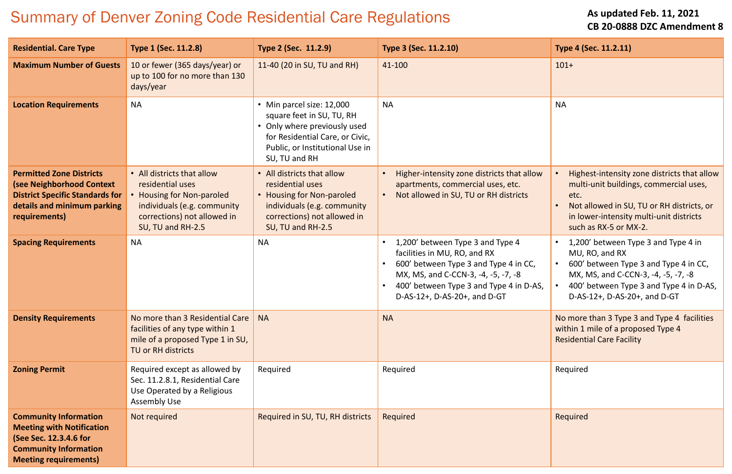# Summary of Denver Zoning Code Residential Care Regulations

**As updated Feb. 11, 2021**
**CB 20-0888 DZC Amendment 8**

| Residential. Care Type | Type 1 (Sec. 11.2.8) | Type 2 (Sec. 11.2.9) | Type 3 (Sec. 11.2.10) | Type 4 (Sec. 11.2.11) |
|---|---|---|---|---|
| **Maximum Number of Guests** | 10 or fewer (365 days/year) or up to 100 for no more than 130 days/year | 11-40 (20 in SU, TU and RH) | 41-100 | 101+ |
| **Location Requirements** | NA | • Min parcel size: 12,000 square feet in SU, TU, RH<br>• Only where previously used for Residential Care, or Civic, Public, or Institutional Use in SU, TU and RH | NA | NA |
| **Permitted Zone Districts (see Neighborhood Context District Specific Standards for details and minimum parking requirements)** | • All districts that allow residential uses<br>• Housing for Non-paroled individuals (e.g. community corrections) not allowed in SU, TU and RH-2.5 | • All districts that allow residential uses<br>• Housing for Non-paroled individuals (e.g. community corrections) not allowed in SU, TU and RH-2.5 | • Higher-intensity zone districts that allow apartments, commercial uses, etc.<br>• Not allowed in SU, TU or RH districts | • Highest-intensity zone districts that allow multi-unit buildings, commercial uses, etc.<br>• Not allowed in SU, TU or RH districts, or in lower-intensity multi-unit districts such as RX-5 or MX-2. |
| **Spacing Requirements** | NA | NA | • 1,200' between Type 3 and Type 4 facilities in MU, RO, and RX<br>• 600' between Type 3 and Type 4 in CC, MX, MS, and C-CCN-3, -4, -5, -7, -8<br>• 400' between Type 3 and Type 4 in D-AS, D-AS-12+, D-AS-20+, and D-GT | • 1,200' between Type 3 and Type 4 in MU, RO, and RX<br>• 600' between Type 3 and Type 4 in CC, MX, MS, and C-CCN-3, -4, -5, -7, -8<br>• 400' between Type 3 and Type 4 in D-AS, D-AS-12+, D-AS-20+, and D-GT |
| **Density Requirements** | No more than 3 Residential Care facilities of any type within 1 mile of a proposed Type 1 in SU, TU or RH districts | NA | NA | No more than 3 Type 3 and Type 4 facilities within 1 mile of a proposed Type 4 Residential Care Facility |
| **Zoning Permit** | Required except as allowed by Sec. 11.2.8.1, Residential Care Use Operated by a Religious Assembly Use | Required | Required | Required |
| **Community Information Meeting with Notification (See Sec. 12.3.4.6 for Community Information Meeting requirements)** | Not required | Required in SU, TU, RH districts | Required | Required |